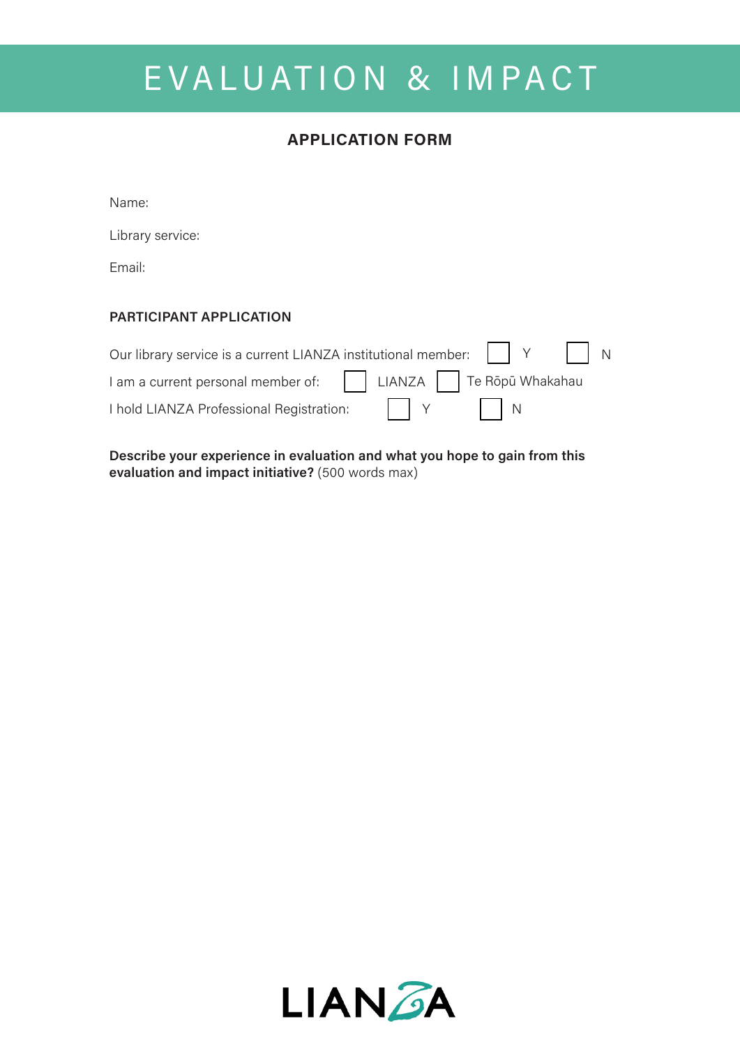# EVALUATION & IMPACT

## APPLICATION FORM

Name:

Library service:

Email:

### PARTICIPANT APPLICATION

Our library service is a current LIANZA institutional member: ☐ Y ☐ N

I am a current personal member of: ☐ LIANZA ☐ Te Rōpū Whakahau

I hold LIANZA Professional Registration: ☐ Y ☐ N

**Describe your experience in evaluation and what you hope to gain from this evaluation and impact initiative?** (500 words max)

LIANZA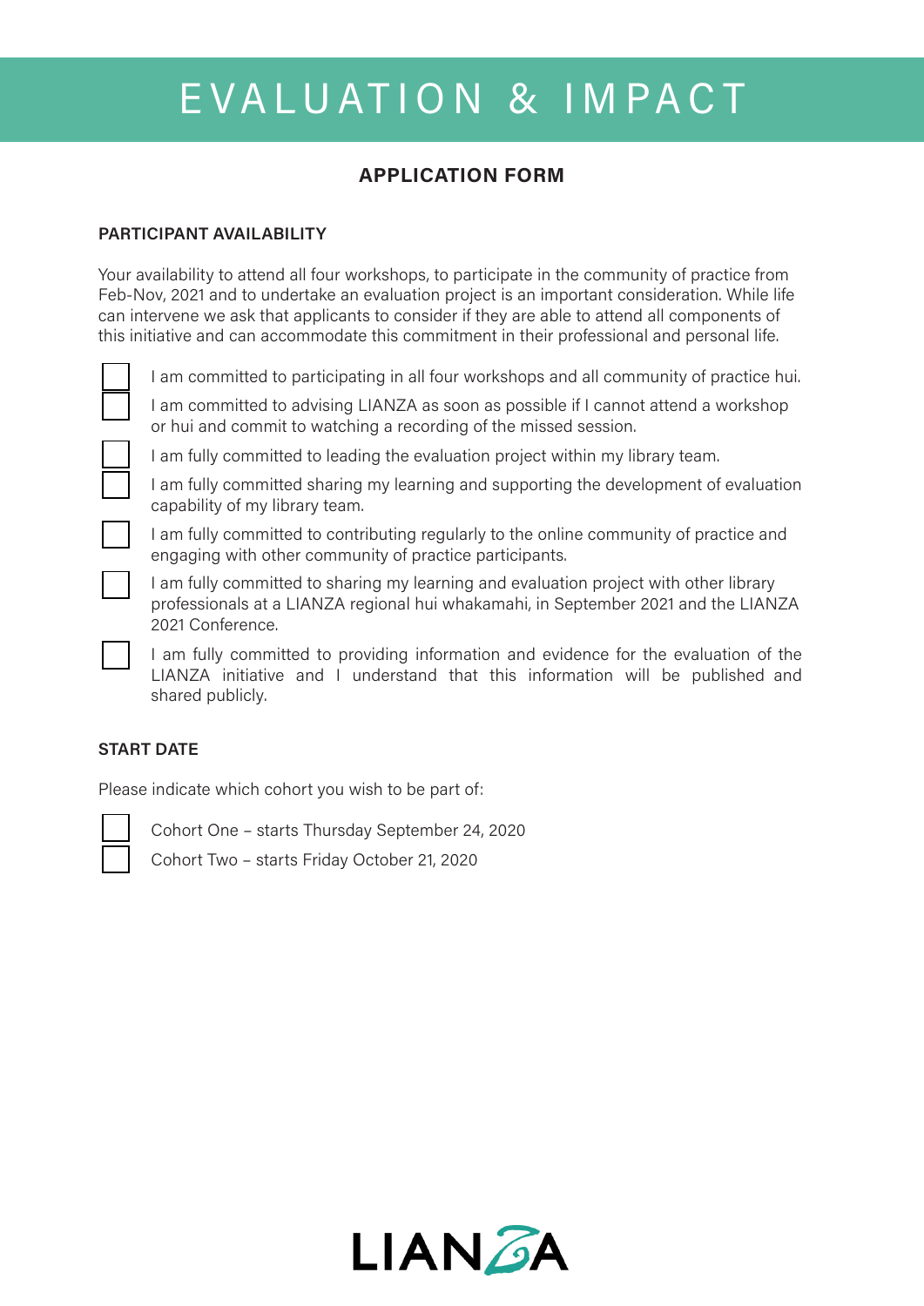# EVALUATION & IMPACT

## APPLICATION FORM

### PARTICIPANT AVAILABILITY

Your availability to attend all four workshops, to participate in the community of practice from Feb-Nov, 2021 and to undertake an evaluation project is an important consideration. While life can intervene we ask that applicants to consider if they are able to attend all components of this initiative and can accommodate this commitment in their professional and personal life.

- [ ] I am committed to participating in all four workshops and all community of practice hui.
- [ ] I am committed to advising LIANZA as soon as possible if I cannot attend a workshop or hui and commit to watching a recording of the missed session.
- [ ] I am fully committed to leading the evaluation project within my library team.
- [ ] I am fully committed sharing my learning and supporting the development of evaluation capability of my library team.
- [ ] I am fully committed to contributing regularly to the online community of practice and engaging with other community of practice participants.
- [ ] I am fully committed to sharing my learning and evaluation project with other library professionals at a LIANZA regional hui whakamahi, in September 2021 and the LIANZA 2021 Conference.
- [ ] I am fully committed to providing information and evidence for the evaluation of the LIANZA initiative and I understand that this information will be published and shared publicly.

### START DATE

Please indicate which cohort you wish to be part of:

- [ ] Cohort One – starts Thursday September 24, 2020
- [ ] Cohort Two – starts Friday October 21, 2020

LIANZA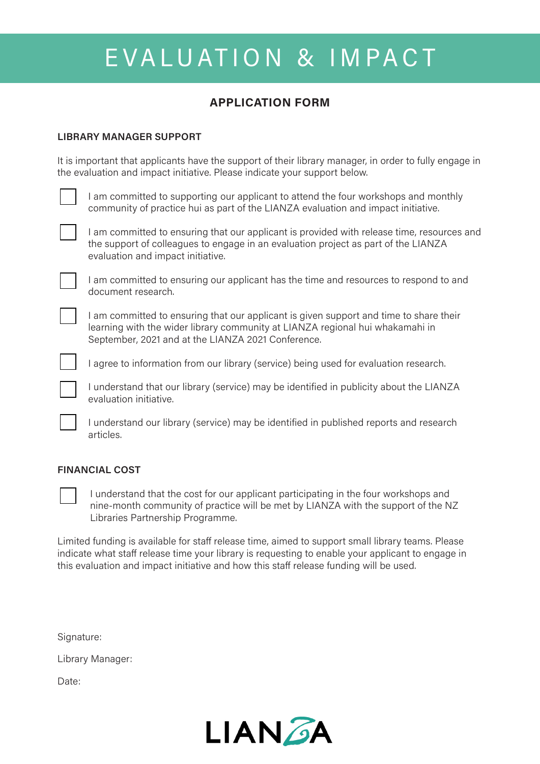# EVALUATION & IMPACT

## APPLICATION FORM

### LIBRARY MANAGER SUPPORT

It is important that applicants have the support of their library manager, in order to fully engage in the evaluation and impact initiative. Please indicate your support below.

- [ ] I am committed to supporting our applicant to attend the four workshops and monthly community of practice hui as part of the LIANZA evaluation and impact initiative.
- [ ] I am committed to ensuring that our applicant is provided with release time, resources and the support of colleagues to engage in an evaluation project as part of the LIANZA evaluation and impact initiative.
- [ ] I am committed to ensuring our applicant has the time and resources to respond to and document research.
- [ ] I am committed to ensuring that our applicant is given support and time to share their learning with the wider library community at LIANZA regional hui whakamahi in September, 2021 and at the LIANZA 2021 Conference.
- [ ] I agree to information from our library (service) being used for evaluation research.
- [ ] I understand that our library (service) may be identified in publicity about the LIANZA evaluation initiative.
- [ ] I understand our library (service) may be identified in published reports and research articles.

### FINANCIAL COST

- [ ] I understand that the cost for our applicant participating in the four workshops and nine-month community of practice will be met by LIANZA with the support of the NZ Libraries Partnership Programme.

Limited funding is available for staff release time, aimed to support small library teams. Please indicate what staff release time your library is requesting to enable your applicant to engage in this evaluation and impact initiative and how this staff release funding will be used.

Signature:

Library Manager:

Date:

LIANZA